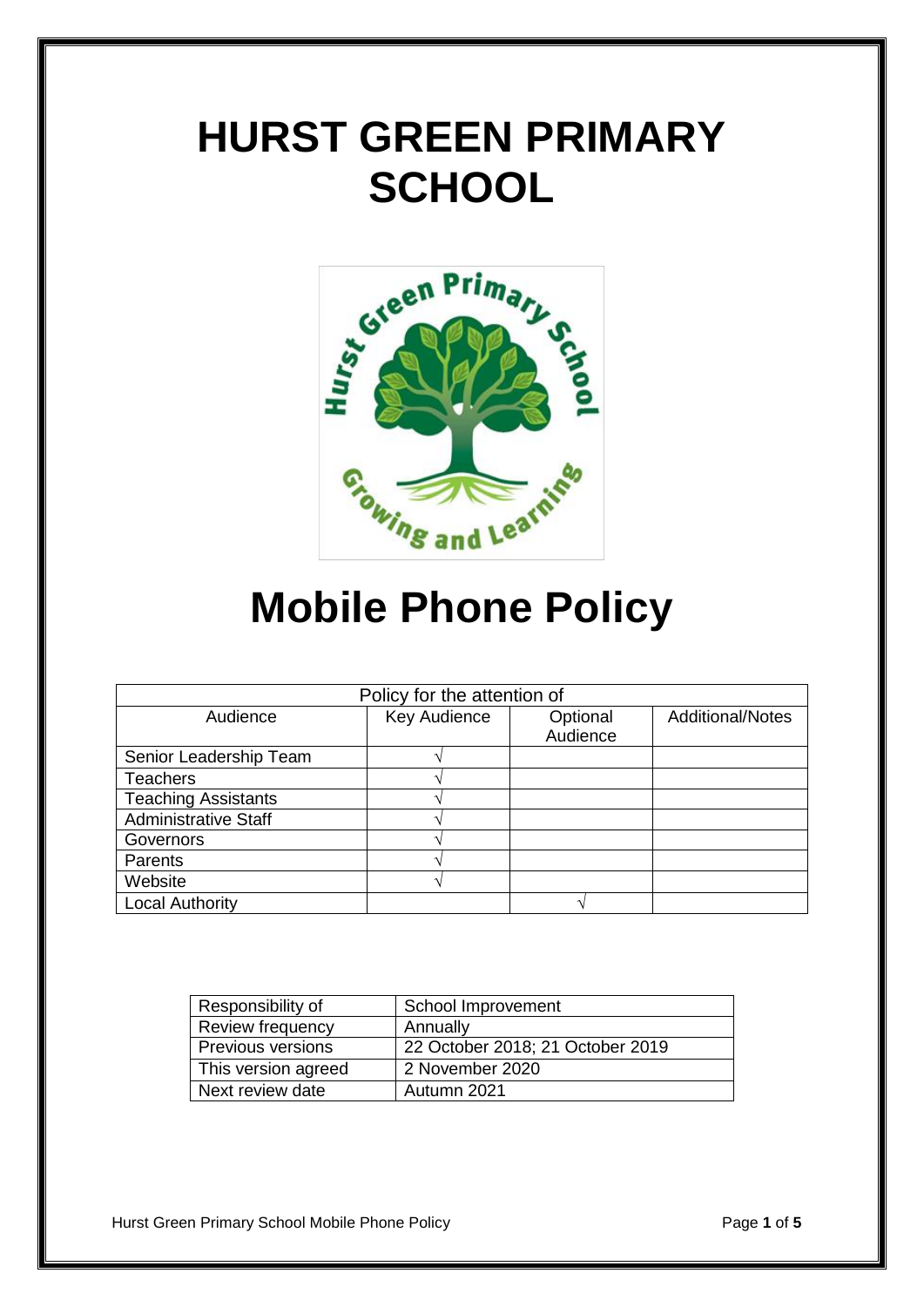# HURST GREEN PRIMARY SCHOOL

# Mobile Phone Policy

| Policy for the attention of | | | |
|---|---|---|---|
| Audience | Key Audience | Optional Audience | Additional/Notes |
| Senior Leadership Team | √ | | |
| Teachers | √ | | |
| Teaching Assistants | √ | | |
| Administrative Staff | √ | | |
| Governors | √ | | |
| Parents | √ | | |
| Website | √ | | |
| Local Authority | | √ | |

| Responsibility of | School Improvement |
|---|---|
| Review frequency | Annually |
| Previous versions | 22 October 2018; 21 October 2019 |
| This version agreed | 2 November 2020 |
| Next review date | Autumn 2021 |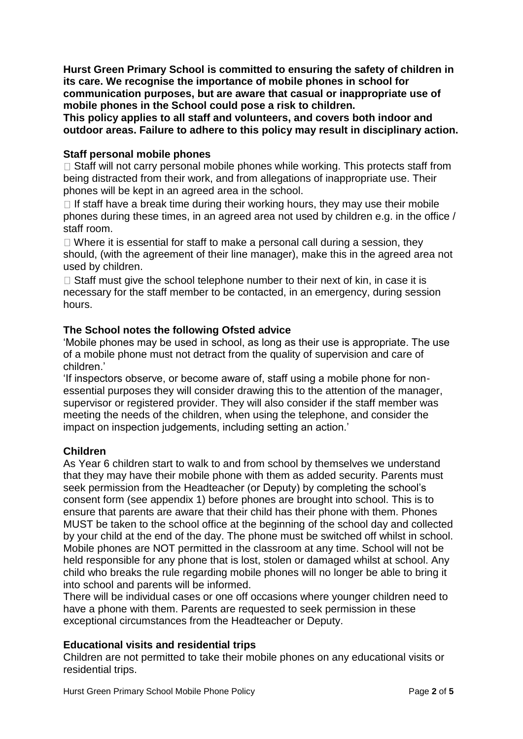**Hurst Green Primary School is committed to ensuring the safety of children in its care. We recognise the importance of mobile phones in school for communication purposes, but are aware that casual or inappropriate use of mobile phones in the School could pose a risk to children.**
**This policy applies to all staff and volunteers, and covers both indoor and outdoor areas. Failure to adhere to this policy may result in disciplinary action.**

### Staff personal mobile phones

- Staff will not carry personal mobile phones while working. This protects staff from being distracted from their work, and from allegations of inappropriate use. Their phones will be kept in an agreed area in the school.
- If staff have a break time during their working hours, they may use their mobile phones during these times, in an agreed area not used by children e.g. in the office / staff room.
- Where it is essential for staff to make a personal call during a session, they should, (with the agreement of their line manager), make this in the agreed area not used by children.
- Staff must give the school telephone number to their next of kin, in case it is necessary for the staff member to be contacted, in an emergency, during session hours.

### The School notes the following Ofsted advice

'Mobile phones may be used in school, as long as their use is appropriate. The use of a mobile phone must not detract from the quality of supervision and care of children.'

'If inspectors observe, or become aware of, staff using a mobile phone for non-essential purposes they will consider drawing this to the attention of the manager, supervisor or registered provider. They will also consider if the staff member was meeting the needs of the children, when using the telephone, and consider the impact on inspection judgements, including setting an action.'

### Children

As Year 6 children start to walk to and from school by themselves we understand that they may have their mobile phone with them as added security. Parents must seek permission from the Headteacher (or Deputy) by completing the school's consent form (see appendix 1) before phones are brought into school. This is to ensure that parents are aware that their child has their phone with them. Phones MUST be taken to the school office at the beginning of the school day and collected by your child at the end of the day. The phone must be switched off whilst in school. Mobile phones are NOT permitted in the classroom at any time. School will not be held responsible for any phone that is lost, stolen or damaged whilst at school. Any child who breaks the rule regarding mobile phones will no longer be able to bring it into school and parents will be informed.

There will be individual cases or one off occasions where younger children need to have a phone with them. Parents are requested to seek permission in these exceptional circumstances from the Headteacher or Deputy.

### Educational visits and residential trips

Children are not permitted to take their mobile phones on any educational visits or residential trips.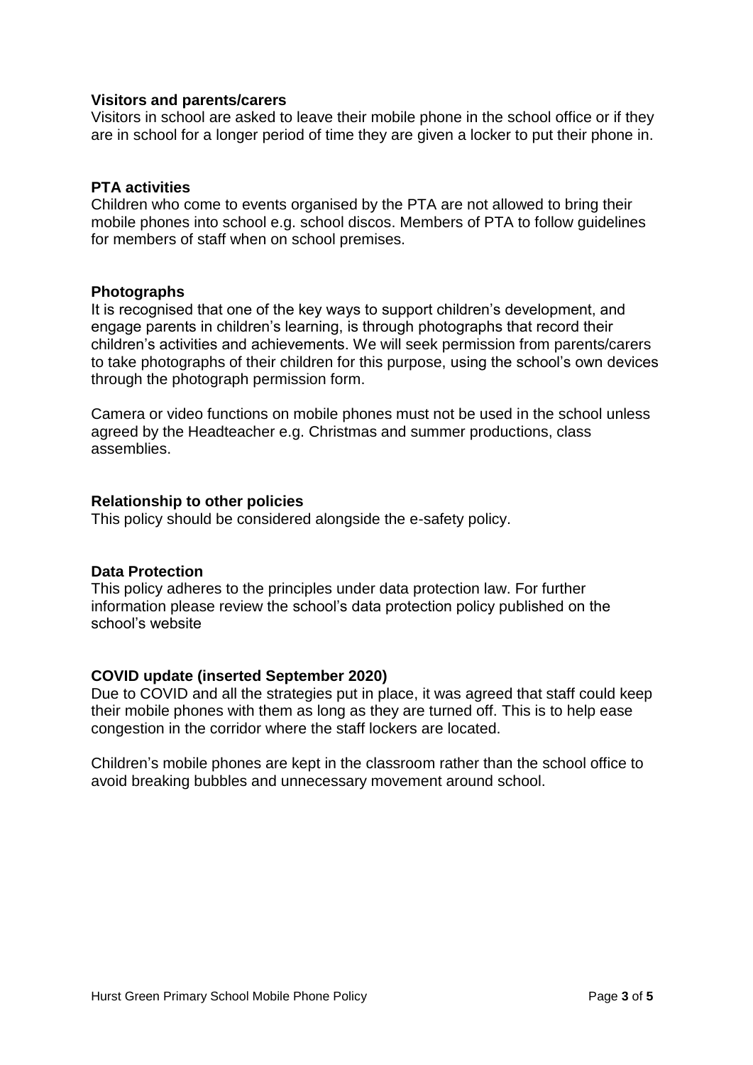**Visitors and parents/carers**

Visitors in school are asked to leave their mobile phone in the school office or if they are in school for a longer period of time they are given a locker to put their phone in.

**PTA activities**

Children who come to events organised by the PTA are not allowed to bring their mobile phones into school e.g. school discos. Members of PTA to follow guidelines for members of staff when on school premises.

**Photographs**

It is recognised that one of the key ways to support children's development, and engage parents in children's learning, is through photographs that record their children's activities and achievements. We will seek permission from parents/carers to take photographs of their children for this purpose, using the school's own devices through the photograph permission form.

Camera or video functions on mobile phones must not be used in the school unless agreed by the Headteacher e.g. Christmas and summer productions, class assemblies.

**Relationship to other policies**

This policy should be considered alongside the e-safety policy.

**Data Protection**

This policy adheres to the principles under data protection law. For further information please review the school's data protection policy published on the school's website

**COVID update (inserted September 2020)**

Due to COVID and all the strategies put in place, it was agreed that staff could keep their mobile phones with them as long as they are turned off. This is to help ease congestion in the corridor where the staff lockers are located.

Children's mobile phones are kept in the classroom rather than the school office to avoid breaking bubbles and unnecessary movement around school.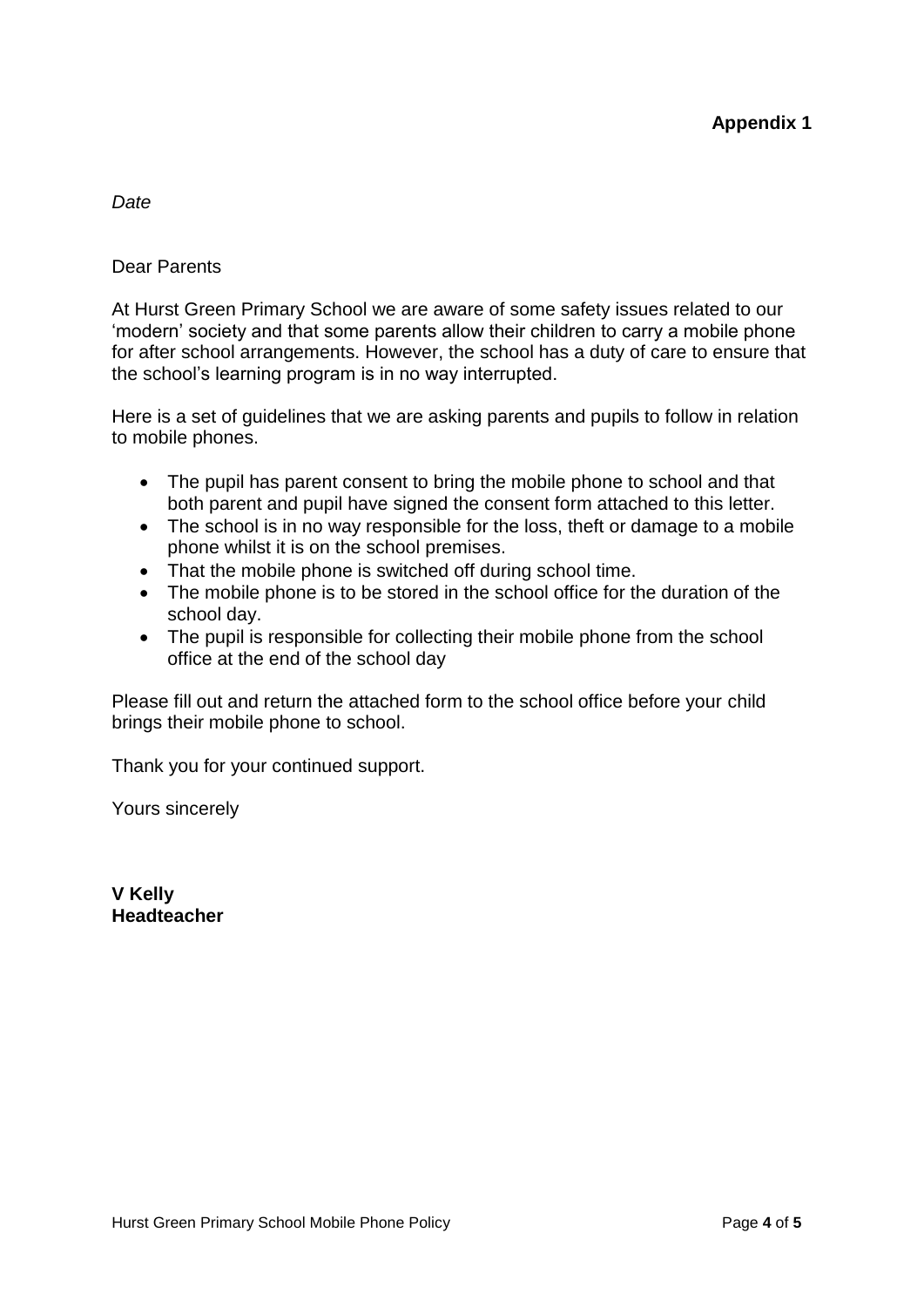**Appendix 1**

*Date*

Dear Parents

At Hurst Green Primary School we are aware of some safety issues related to our 'modern' society and that some parents allow their children to carry a mobile phone for after school arrangements. However, the school has a duty of care to ensure that the school's learning program is in no way interrupted.

Here is a set of guidelines that we are asking parents and pupils to follow in relation to mobile phones.

- The pupil has parent consent to bring the mobile phone to school and that both parent and pupil have signed the consent form attached to this letter.
- The school is in no way responsible for the loss, theft or damage to a mobile phone whilst it is on the school premises.
- That the mobile phone is switched off during school time.
- The mobile phone is to be stored in the school office for the duration of the school day.
- The pupil is responsible for collecting their mobile phone from the school office at the end of the school day

Please fill out and return the attached form to the school office before your child brings their mobile phone to school.

Thank you for your continued support.

Yours sincerely

**V Kelly**
**Headteacher**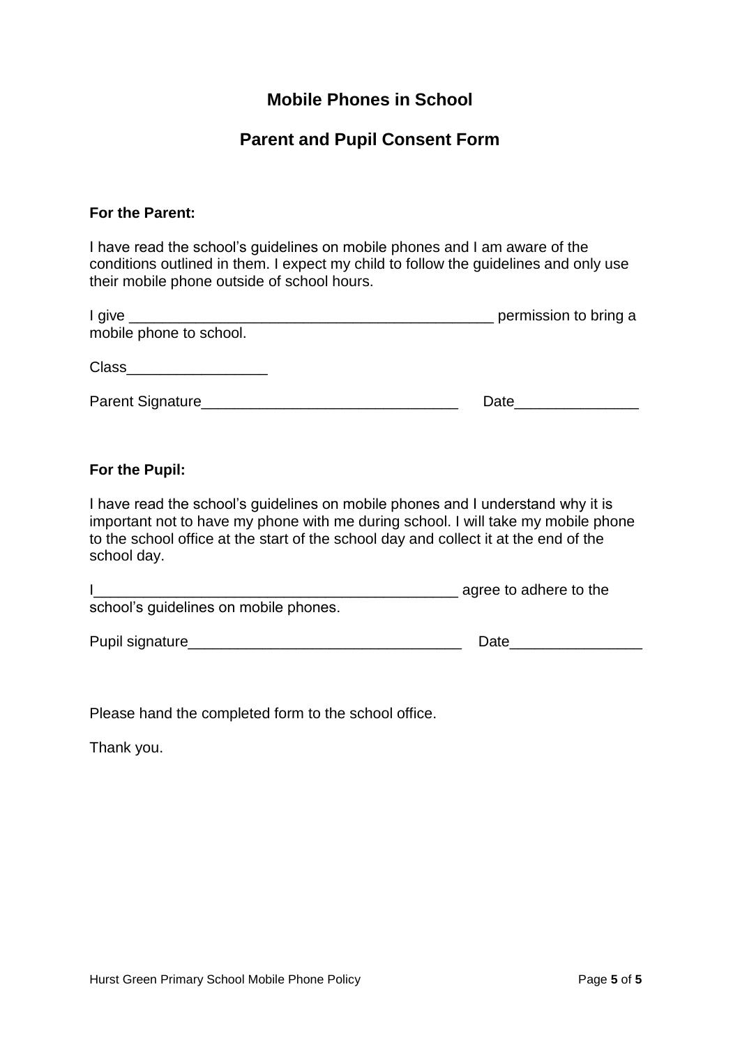# Mobile Phones in School

## Parent and Pupil Consent Form

**For the Parent:**

I have read the school's guidelines on mobile phones and I am aware of the conditions outlined in them. I expect my child to follow the guidelines and only use their mobile phone outside of school hours.

I give _____________________________________________ permission to bring a mobile phone to school.

Class_________________

Parent Signature_______________________________ Date_______________

**For the Pupil:**

I have read the school's guidelines on mobile phones and I understand why it is important not to have my phone with me during school. I will take my mobile phone to the school office at the start of the school day and collect it at the end of the school day.

I_____________________________________________ agree to adhere to the school's guidelines on mobile phones.

Pupil signature_________________________________ Date________________

Please hand the completed form to the school office.

Thank you.